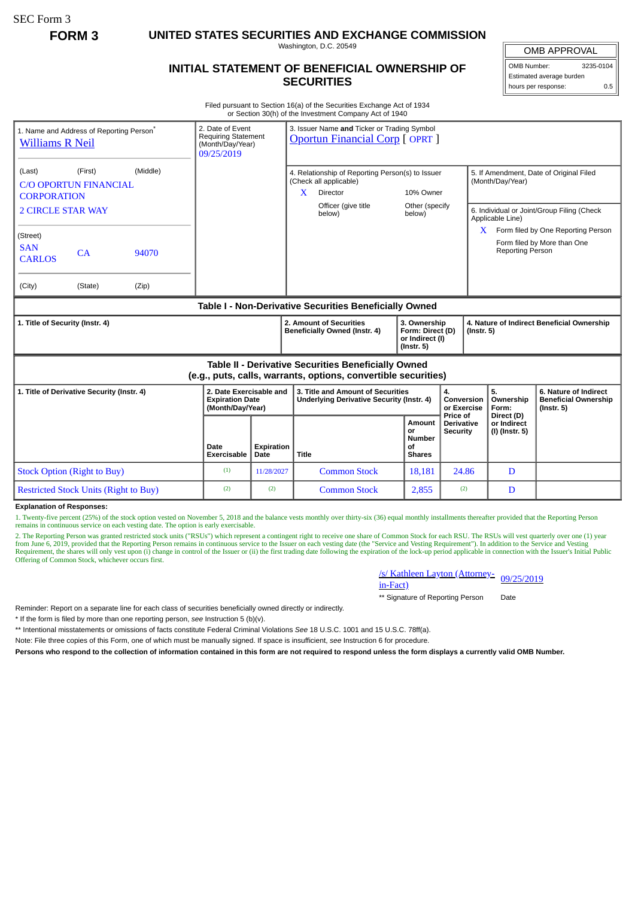SEC Form 3

**FORM 3**

# UNITED STATES SECURITIES AND EXCHANGE COMMISSION

Washington, D.C. 20549

## INITIAL STATEMENT OF BENEFICIAL OWNERSHIP OF SECURITIES

| OMB APPROVAL | |
|---|---|
| OMB Number: | 3235-0104 |
| Estimated average burden | |
| hours per response: | 0.5 |

Filed pursuant to Section 16(a) of the Securities Exchange Act of 1934
or Section 30(h) of the Investment Company Act of 1940

| 1. Name and Address of Reporting Person* | 2. Date of Event Requiring Statement (Month/Day/Year) | 3. Issuer Name **and** Ticker or Trading Symbol |
|---|---|---|
| Williams R Neil | 09/25/2019 | Oportun Financial Corp [ OPRT ] |
| (Last) (First) (Middle)<br>C/O OPORTUN FINANCIAL CORPORATION<br>2 CIRCLE STAR WAY | | 4. Relationship of Reporting Person(s) to Issuer (Check all applicable)<br>X Director<br>10% Owner<br>Officer (give title below)<br>Other (specify below) |
| (Street)<br>SAN CARLOS CA 94070 | | 5. If Amendment, Date of Original Filed (Month/Day/Year) |
| (City) (State) (Zip) | | 6. Individual or Joint/Group Filing (Check Applicable Line)<br>X Form filed by One Reporting Person<br>Form filed by More than One Reporting Person |

**Table I - Non-Derivative Securities Beneficially Owned**

| 1. Title of Security (Instr. 4) | 2. Amount of Securities Beneficially Owned (Instr. 4) | 3. Ownership Form: Direct (D) or Indirect (I) (Instr. 5) | 4. Nature of Indirect Beneficial Ownership (Instr. 5) |
|---|---|---|---|

**Table II - Derivative Securities Beneficially Owned (e.g., puts, calls, warrants, options, convertible securities)**

| 1. Title of Derivative Security (Instr. 4) | 2. Date Exercisable and Expiration Date (Month/Day/Year) | | 3. Title and Amount of Securities Underlying Derivative Security (Instr. 4) | | 4. Conversion or Exercise Price of Derivative Security | 5. Ownership Form: Direct (D) or Indirect (I) (Instr. 5) | 6. Nature of Indirect Beneficial Ownership (Instr. 5) |
|---|---|---|---|---|---|---|---|
| | Date Exercisable | Expiration Date | Title | Amount or Number of Shares | | | |
| Stock Option (Right to Buy) | (1) | 11/28/2027 | Common Stock | 18,181 | 24.86 | D | |
| Restricted Stock Units (Right to Buy) | (2) | (2) | Common Stock | 2,855 | (2) | D | |

**Explanation of Responses:**

1. Twenty-five percent (25%) of the stock option vested on November 5, 2018 and the balance vests monthly over thirty-six (36) equal monthly installments thereafter provided that the Reporting Person remains in continuous service on each vesting date. The option is early exercisable.

2. The Reporting Person was granted restricted stock units ("RSUs") which represent a contingent right to receive one share of Common Stock for each RSU. The RSUs will vest quarterly over one (1) year from June 6, 2019, provided that the Reporting Person remains in continuous service to the Issuer on each vesting date (the "Service and Vesting Requirement"). In addition to the Service and Vesting Requirement, the shares will only vest upon (i) change in control of the Issuer or (ii) the first trading date following the expiration of the lock-up period applicable in connection with the Issuer's Initial Public Offering of Common Stock, whichever occurs first.

| /s/ Kathleen Layton (Attorney-in-Fact) | 09/25/2019 |
|---|---|
| ** Signature of Reporting Person | Date |

Reminder: Report on a separate line for each class of securities beneficially owned directly or indirectly.

* If the form is filed by more than one reporting person, *see* Instruction 5 (b)(v).

** Intentional misstatements or omissions of facts constitute Federal Criminal Violations *See* 18 U.S.C. 1001 and 15 U.S.C. 78ff(a).

Note: File three copies of this Form, one of which must be manually signed. If space is insufficient, *see* Instruction 6 for procedure.

**Persons who respond to the collection of information contained in this form are not required to respond unless the form displays a currently valid OMB Number.**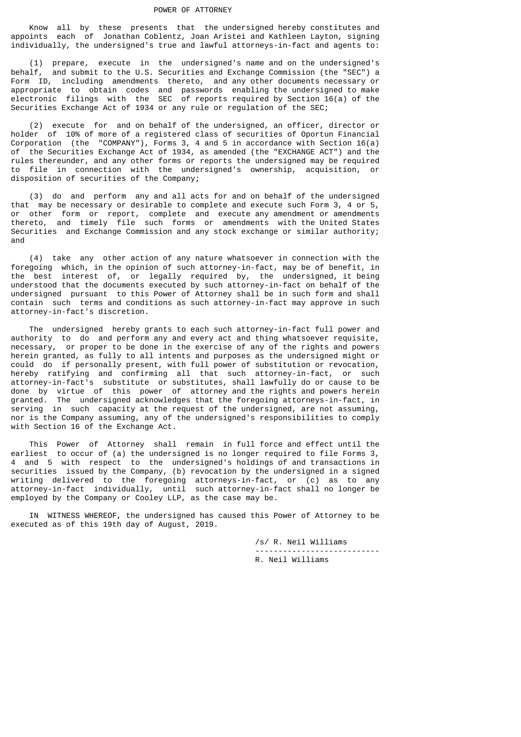# POWER OF ATTORNEY

Know all by these presents that the undersigned hereby constitutes and appoints each of Jonathan Coblentz, Joan Aristei and Kathleen Layton, signing individually, the undersigned's true and lawful attorneys-in-fact and agents to:

(1) prepare, execute in the undersigned's name and on the undersigned's behalf, and submit to the U.S. Securities and Exchange Commission (the "SEC") a Form ID, including amendments thereto, and any other documents necessary or appropriate to obtain codes and passwords enabling the undersigned to make electronic filings with the SEC of reports required by Section 16(a) of the Securities Exchange Act of 1934 or any rule or regulation of the SEC;

(2) execute for and on behalf of the undersigned, an officer, director or holder of 10% of more of a registered class of securities of Oportun Financial Corporation (the "COMPANY"), Forms 3, 4 and 5 in accordance with Section 16(a) of the Securities Exchange Act of 1934, as amended (the "EXCHANGE ACT") and the rules thereunder, and any other forms or reports the undersigned may be required to file in connection with the undersigned's ownership, acquisition, or disposition of securities of the Company;

(3) do and perform any and all acts for and on behalf of the undersigned that may be necessary or desirable to complete and execute such Form 3, 4 or 5, or other form or report, complete and execute any amendment or amendments thereto, and timely file such forms or amendments with the United States Securities and Exchange Commission and any stock exchange or similar authority; and

(4) take any other action of any nature whatsoever in connection with the foregoing which, in the opinion of such attorney-in-fact, may be of benefit, in the best interest of, or legally required by, the undersigned, it being understood that the documents executed by such attorney-in-fact on behalf of the undersigned pursuant to this Power of Attorney shall be in such form and shall contain such terms and conditions as such attorney-in-fact may approve in such attorney-in-fact's discretion.

The undersigned hereby grants to each such attorney-in-fact full power and authority to do and perform any and every act and thing whatsoever requisite, necessary, or proper to be done in the exercise of any of the rights and powers herein granted, as fully to all intents and purposes as the undersigned might or could do if personally present, with full power of substitution or revocation, hereby ratifying and confirming all that such attorney-in-fact, or such attorney-in-fact's substitute or substitutes, shall lawfully do or cause to be done by virtue of this power of attorney and the rights and powers herein granted. The undersigned acknowledges that the foregoing attorneys-in-fact, in serving in such capacity at the request of the undersigned, are not assuming, nor is the Company assuming, any of the undersigned's responsibilities to comply with Section 16 of the Exchange Act.

This Power of Attorney shall remain in full force and effect until the earliest to occur of (a) the undersigned is no longer required to file Forms 3, 4 and 5 with respect to the undersigned's holdings of and transactions in securities issued by the Company, (b) revocation by the undersigned in a signed writing delivered to the foregoing attorneys-in-fact, or (c) as to any attorney-in-fact individually, until such attorney-in-fact shall no longer be employed by the Company or Cooley LLP, as the case may be.

IN WITNESS WHEREOF, the undersigned has caused this Power of Attorney to be executed as of this 19th day of August, 2019.

/s/ R. Neil Williams

---------------------------

R. Neil Williams